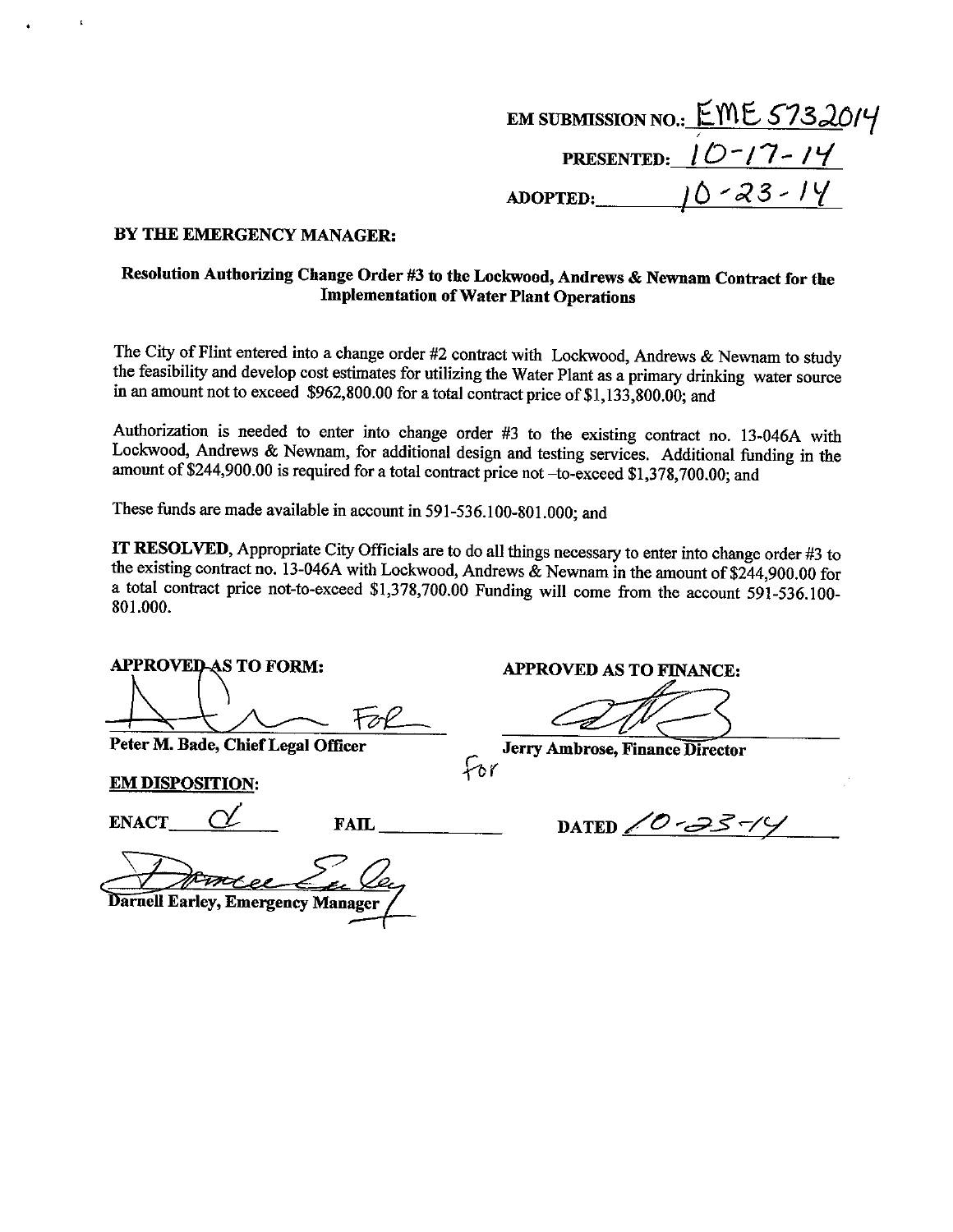EM SUBMISSION NO.: EME 573 2014

PRESENTED: 10-17-14

ADOPTED: 10-23-14

**BY THE EMERGENCY MANAGER:**

**Resolution Authorizing Change Order #3 to the Lockwood, Andrews & Newnam Contract for the Implementation of Water Plant Operations**

The City of Flint entered into a change order #2 contract with Lockwood, Andrews & Newnam to study the feasibility and develop cost estimates for utilizing the Water Plant as a primary drinking water source in an amount not to exceed $962,800.00 for a total contract price of $1,133,800.00; and

Authorization is needed to enter into change order #3 to the existing contract no. 13-046A with Lockwood, Andrews & Newnam, for additional design and testing services. Additional funding in the amount of $244,900.00 is required for a total contract price not –to-exceed $1,378,700.00; and

These funds are made available in account in 591-536.100-801.000; and

**IT RESOLVED**, Appropriate City Officials are to do all things necessary to enter into change order #3 to the existing contract no. 13-046A with Lockwood, Andrews & Newnam in the amount of $244,900.00 for a total contract price not-to-exceed $1,378,700.00 Funding will come from the account 591-536.100-801.000.

**APPROVED AS TO FORM:**

For

Peter M. Bade, Chief Legal Officer

**APPROVED AS TO FINANCE:**

for

Jerry Ambrose, Finance Director

**EM DISPOSITION:**

ENACT ✓ FAIL ______ DATED 10-23-14

Darnell Earley, Emergency Manager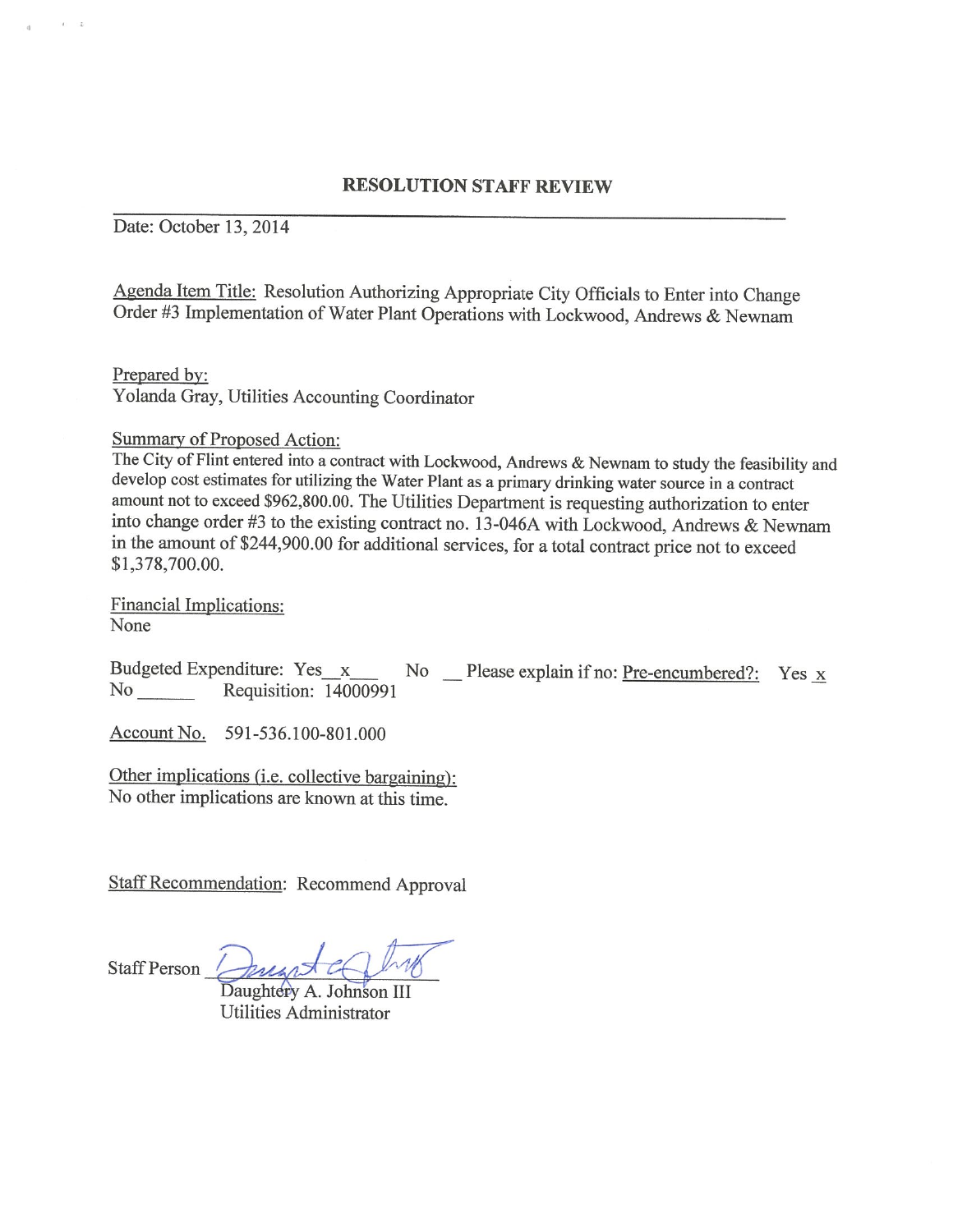## RESOLUTION STAFF REVIEW

Date: October 13, 2014

Agenda Item Title: Resolution Authorizing Appropriate City Officials to Enter into Change Order #3 Implementation of Water Plant Operations with Lockwood, Andrews & Newnam

Prepared by:
Yolanda Gray, Utilities Accounting Coordinator

Summary of Proposed Action:
The City of Flint entered into a contract with Lockwood, Andrews & Newnam to study the feasibility and develop cost estimates for utilizing the Water Plant as a primary drinking water source in a contract amount not to exceed $962,800.00. The Utilities Department is requesting authorization to enter into change order #3 to the existing contract no. 13-046A with Lockwood, Andrews & Newnam in the amount of $244,900.00 for additional services, for a total contract price not to exceed $1,378,700.00.

Financial Implications:
None

Budgeted Expenditure: Yes x No __ Please explain if no: Pre-encumbered?: Yes x No ______ Requisition: 14000991

Account No. 591-536.100-801.000

Other implications (i.e. collective bargaining):
No other implications are known at this time.

Staff Recommendation: Recommend Approval

Staff Person

Daughtery A. Johnson III
Utilities Administrator